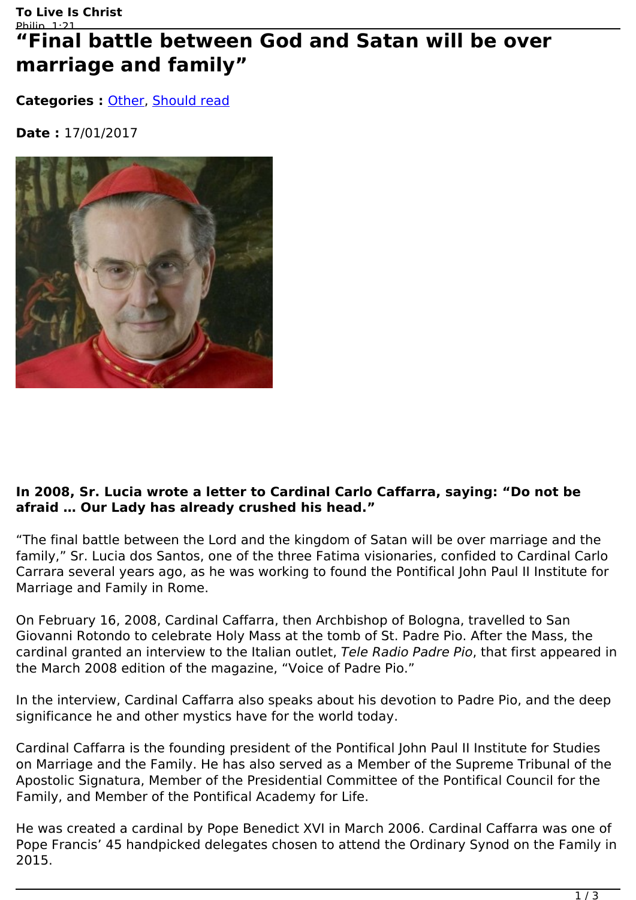# "Final battle between God and Satan will be over marriage and family"

**Categories :** Other, Should read

**Date :** 17/01/2017

**In 2008, Sr. Lucia wrote a letter to Cardinal Carlo Caffarra, saying: "Do not be afraid … Our Lady has already crushed his head."**

"The final battle between the Lord and the kingdom of Satan will be over marriage and the family," Sr. Lucia dos Santos, one of the three Fatima visionaries, confided to Cardinal Carlo Carrara several years ago, as he was working to found the Pontifical John Paul II Institute for Marriage and Family in Rome.

On February 16, 2008, Cardinal Caffarra, then Archbishop of Bologna, travelled to San Giovanni Rotondo to celebrate Holy Mass at the tomb of St. Padre Pio. After the Mass, the cardinal granted an interview to the Italian outlet, *Tele Radio Padre Pio*, that first appeared in the March 2008 edition of the magazine, "Voice of Padre Pio."

In the interview, Cardinal Caffarra also speaks about his devotion to Padre Pio, and the deep significance he and other mystics have for the world today.

Cardinal Caffarra is the founding president of the Pontifical John Paul II Institute for Studies on Marriage and the Family. He has also served as a Member of the Supreme Tribunal of the Apostolic Signatura, Member of the Presidential Committee of the Pontifical Council for the Family, and Member of the Pontifical Academy for Life.

He was created a cardinal by Pope Benedict XVI in March 2006. Cardinal Caffarra was one of Pope Francis' 45 handpicked delegates chosen to attend the Ordinary Synod on the Family in 2015.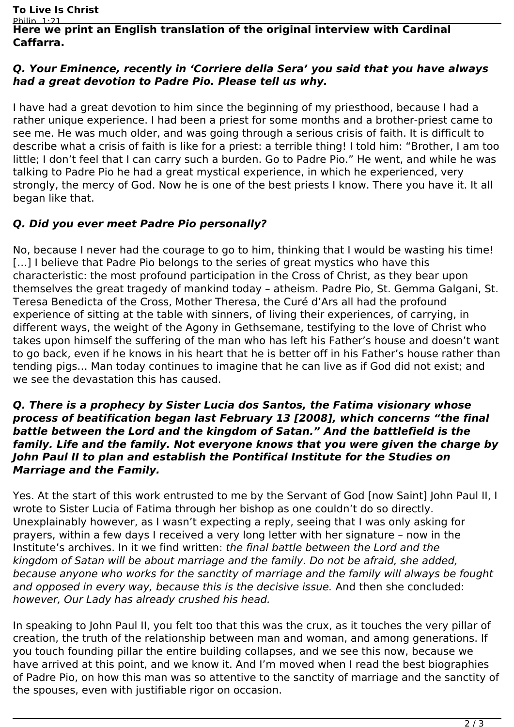**Here we print an English translation of the original interview with Cardinal Caffarra.**

***Q. Your Eminence, recently in 'Corriere della Sera' you said that you have always had a great devotion to Padre Pio. Please tell us why.***

I have had a great devotion to him since the beginning of my priesthood, because I had a rather unique experience. I had been a priest for some months and a brother-priest came to see me. He was much older, and was going through a serious crisis of faith. It is difficult to describe what a crisis of faith is like for a priest: a terrible thing! I told him: "Brother, I am too little; I don't feel that I can carry such a burden. Go to Padre Pio." He went, and while he was talking to Padre Pio he had a great mystical experience, in which he experienced, very strongly, the mercy of God. Now he is one of the best priests I know. There you have it. It all began like that.

***Q. Did you ever meet Padre Pio personally?***

No, because I never had the courage to go to him, thinking that I would be wasting his time! [...] I believe that Padre Pio belongs to the series of great mystics who have this characteristic: the most profound participation in the Cross of Christ, as they bear upon themselves the great tragedy of mankind today – atheism. Padre Pio, St. Gemma Galgani, St. Teresa Benedicta of the Cross, Mother Theresa, the Curé d'Ars all had the profound experience of sitting at the table with sinners, of living their experiences, of carrying, in different ways, the weight of the Agony in Gethsemane, testifying to the love of Christ who takes upon himself the suffering of the man who has left his Father's house and doesn't want to go back, even if he knows in his heart that he is better off in his Father's house rather than tending pigs... Man today continues to imagine that he can live as if God did not exist; and we see the devastation this has caused.

***Q. There is a prophecy by Sister Lucia dos Santos, the Fatima visionary whose process of beatification began last February 13 [2008], which concerns "the final battle between the Lord and the kingdom of Satan." And the battlefield is the family. Life and the family. Not everyone knows that you were given the charge by John Paul II to plan and establish the Pontifical Institute for the Studies on Marriage and the Family.***

Yes. At the start of this work entrusted to me by the Servant of God [now Saint] John Paul II, I wrote to Sister Lucia of Fatima through her bishop as one couldn't do so directly. Unexplainably however, as I wasn't expecting a reply, seeing that I was only asking for prayers, within a few days I received a very long letter with her signature – now in the Institute's archives. In it we find written: *the final battle between the Lord and the kingdom of Satan will be about marriage and the family. Do not be afraid, she added, because anyone who works for the sanctity of marriage and the family will always be fought and opposed in every way, because this is the decisive issue.* And then she concluded: *however, Our Lady has already crushed his head.*

In speaking to John Paul II, you felt too that this was the crux, as it touches the very pillar of creation, the truth of the relationship between man and woman, and among generations. If you touch founding pillar the entire building collapses, and we see this now, because we have arrived at this point, and we know it. And I'm moved when I read the best biographies of Padre Pio, on how this man was so attentive to the sanctity of marriage and the sanctity of the spouses, even with justifiable rigor on occasion.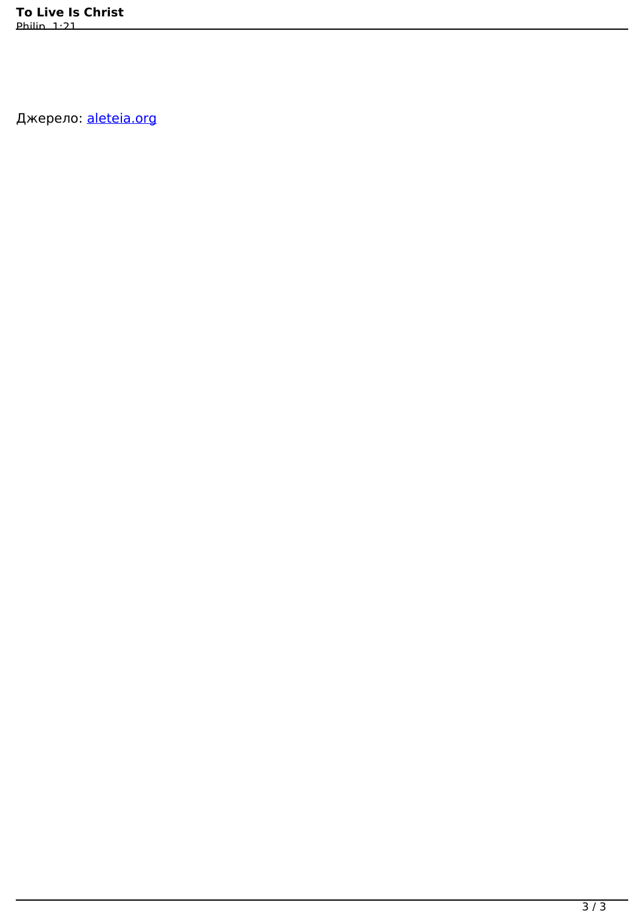Джерело: [aleteia.org](aleteia.org)